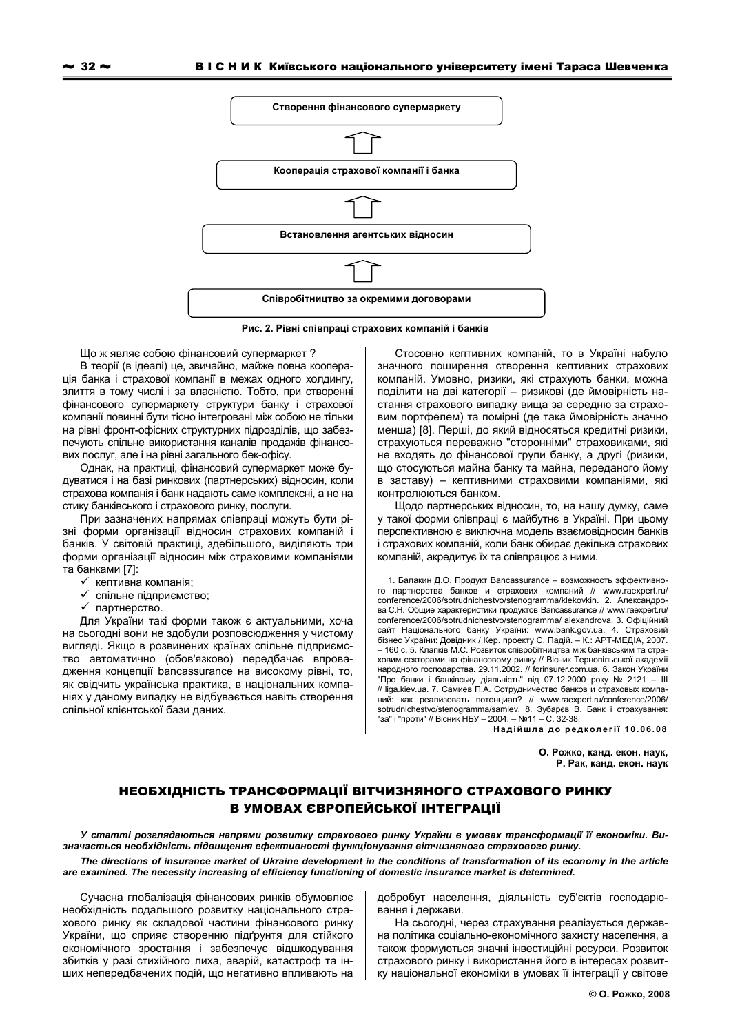Створення фінансового супермаркету

↑

Кооперація страхової компанії і банка

↑

Встановлення агентських відносин

↑

Співробітництво за окремими договорами

**Рис. 2. Рівні співпраці страхових компаній і банків**

Що ж являє собою фінансовий супермаркет ?

В теорії (в ідеалі) це, звичайно, майже повна кооперація банка і страхової компанії в межах одного холдингу, злиття в тому числі і за власністю. Тобто, при створенні фінансового супермаркету структури банку і страхової компанії повинні бути тісно інтегровані між собою не тільки на рівні фронт-офісних структурних підрозділів, що забезпечують спільне використання каналів продажів фінансових послуг, але і на рівні загального бек-офісу.

Однак, на практиці, фінансовий супермаркет може будуватися і на базі ринкових (партнерських) відносин, коли страхова компанія і банк надають саме комплексні, а не на стику банківського і страхового ринку, послуги.

При зазначених напрямах співпраці можуть бути різні форми організації відносин страхових компаній і банків. У світовій практиці, здебільшого, виділяють три форми організації відносин між страховими компаніями та банками [7]:

- ✓ кептивна компанія;
- ✓ спільне підприємство;
- ✓ партнерство.

Для України такі форми також є актуальними, хоча на сьогодні вони не здобули розповсюдження у чистому вигляді. Якщо в розвинених країнах спільне підприємство автоматично (обов'язково) передбачає впровадження концепції bancassurance на високому рівні, то, як свідчить українська практика, в національних компаніях у даному випадку не відбувається навіть створення спільної клієнтської бази даних.

Стосовно кептивних компаній, то в Україні набуло значного поширення створення кептивних страхових компаній. Умовно, ризики, які страхують банки, можна поділити на дві категорії – ризикові (де ймовірність настання страхового випадку вища за середню за страховим портфелем) та помірні (де така ймовірність значно менша) [8]. Перші, до який відносяться кредитні ризики, страхуються переважно "сторонніми" страховиками, які не входять до фінансової групи банку, а другі (ризики, що стосуються майна банку та майна, переданого йому в заставу) – кептивними страховими компаніями, які контролюються банком.

Щодо партнерських відносин, то, на нашу думку, саме у такої форми співпраці є майбутнє в Україні. При цьому перспективною є виключна модель взаємовідносин банків і страхових компаній, коли банк обирає декілька страхових компаній, акредитує їх та співпрацює з ними.

1. Балакин Д.О. Продукт Bancassurance – возможность эффективного партнерства банков и страховых компаний // www.raexpert.ru/conference/2006/sotrudnichestvo/stenogramma/klekovkin. 2. Александрова С.Н. Общие характеристики продуктов Bancassurance // www.raexpert.ru/conference/2006/sotrudnichestvo/stenogramma/ alexandrova. 3. Офіційний сайт Національного банку України: www.bank.gov.ua. 4. Страховий бізнес України: Довідник / Кер. проекту С. Падій. – К.: АРТ-МЕДІА, 2007. – 160 с. 5. Клапків М.С. Розвиток співробітництва між банківським та страховим секторами на фінансовому ринку // Вісник Тернопільської академії народного господарства. 29.11.2002. // forinsurer.com.ua. 6. Закон України "Про банки і банківську діяльність" від 07.12.2000 року № 2121 – III // liga.kiev.ua. 7. Самиев П.А. Сотрудничество банков и страховых компаний: как реализовать потенциал? // www.raexpert.ru/conference/2006/sotrudnichestvo/stenogramma/samiev. 8. Зубарєв В. Банк і страхування: "за" і "проти" // Вісник НБУ – 2004. – №11 – С. 32-38.

**Надійшла до редколегії 10.06.08**

**О. Рожко, канд. екон. наук,**
**Р. Рак, канд. екон. наук**

## НЕОБХІДНІСТЬ ТРАНСФОРМАЦІЇ ВІТЧИЗНЯНОГО СТРАХОВОГО РИНКУ В УМОВАХ ЄВРОПЕЙСЬКОЇ ІНТЕГРАЦІЇ

***У статті розглядаються напрями розвитку страхового ринку України в умовах трансформації її економіки. Визначається необхідність підвищення ефективності функціонування вітчизняного страхового ринку.***

***The directions of insurance market of Ukraine development in the conditions of transformation of its economy in the article are examined. The necessity increasing of efficiency functioning of domestic insurance market is determined.***

Сучасна глобалізація фінансових ринків обумовлює необхідність подальшого розвитку національного страхового ринку як складової частини фінансового ринку України, що сприяє створенню підґрунтя для стійкого економічного зростання і забезпечує відшкодування збитків у разі стихійного лиха, аварій, катастроф та інших непередбачених подій, що негативно впливають на добробут населення, діяльність суб'єктів господарювання і держави.

На сьогодні, через страхування реалізується державна політика соціально-економічного захисту населення, а також формуються значні інвестиційні ресурси. Розвиток страхового ринку і використання його в інтересах розвитку національної економіки в умовах її інтеграції у світове

© О. Рожко, 2008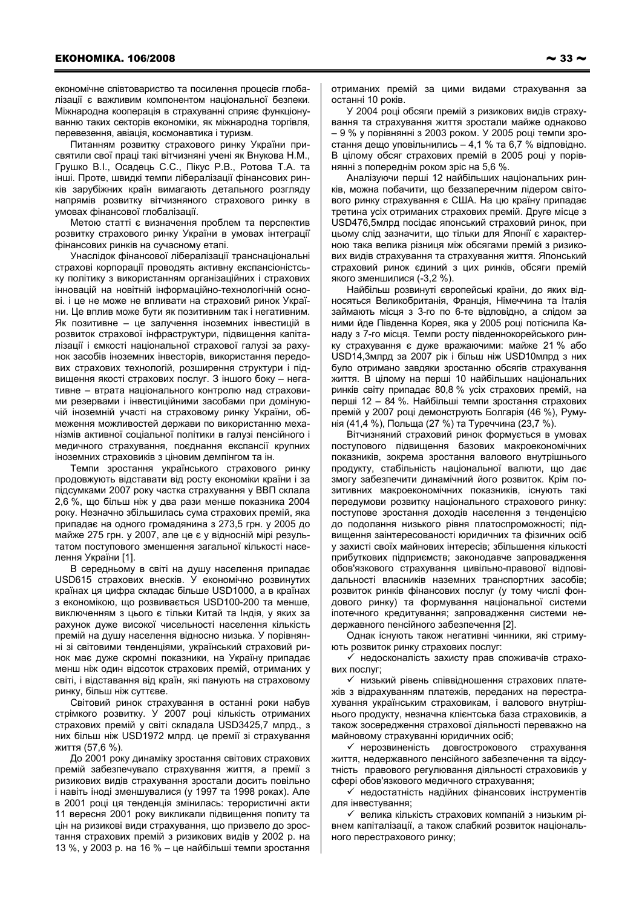економічне співтовариство та посилення процесів глобалізації є важливим компонентом національної безпеки. Міжнародна кооперація в страхуванні сприяє функціонуванню таких секторів економіки, як міжнародна торгівля, перевезення, авіація, космонавтика і туризм.

Питанням розвитку страхового ринку України присвятили свої праці такі вітчизняні учені як Внукова Н.М., Грушко В.І., Осадець С.С., Пікус Р.В., Ротова Т.А. та інші. Проте, швидкі темпи лібералізації фінансових ринків зарубіжних країн вимагають детального розгляду напрямів розвитку вітчизняного страхового ринку в умовах фінансової глобалізації.

Метою статті є визначення проблем та перспектив розвитку страхового ринку України в умовах інтеграції фінансових ринків на сучасному етапі.

Унаслідок фінансової лібералізації транснаціональні страхові корпорації проводять активну експансіоністську політику з використанням організаційних і страхових інновацій на новітній інформаційно-технологічній основі. і це не може не впливати на страховий ринок України. Це вплив може бути як позитивним так і негативним. Як позитивне – це залучення іноземних інвестицій в розвиток страхової інфраструктури, підвищення капіталізації і ємкості національної страхової галузі за рахунок засобів іноземних інвесторів, використання передових страхових технологій, розширення структури і підвищення якості страхових послуг. З іншого боку – негативне – втрата національного контролю над страховими резервами і інвестиційними засобами при домінуючій іноземній участі на страховому ринку України, обмеження можливостей держави по використанню механізмів активної соціальної політики в галузі пенсійного і медичного страхування, поєднання експансії крупних іноземних страховиків з ціновим демпінгом та ін.

Темпи зростання українського страхового ринку продовжують відставати від росту економіки країни і за підсумками 2007 року частка страхування у ВВП склала 2,6 %, що більш ніж у два рази менше показника 2004 року. Незначно збільшилась сума страхових премій, яка припадає на одного громадянина з 273,5 грн. у 2005 до майже 275 грн. у 2007, але це є у відносній мірі результатом поступового зменшення загальної кількості населення України [1].

В середньому в світі на душу населення припадає USD615 страхових внесків. У економічно розвинутих країнах ця цифра складає більше USD1000, а в країнах з економікою, що розвивається USD100-200 та менше, виключенням з цього є тільки Китай та Індія, у яких за рахунок дуже високої чисельності населення кількість премій на душу населення відносно низька. У порівнянні зі світовими тенденціями, український страховий ринок має дуже скромні показники, на Україну припадає менш ніж один відсоток страхових премій, отриманих у світі, і відставання від країн, які панують на страховому ринку, більш ніж суттєве.

Світовий ринок страхування в останні роки набув стрімкого розвитку. У 2007 році кількість отриманих страхових премій у світі складала USD3425,7 млрд., з них більш ніж USD1972 млрд. це премії зі страхування життя (57,6 %).

До 2001 року динаміку зростання світових страхових премій забезпечувало страхування життя, а премії з ризикових видів страхування зростали досить повільно і навіть іноді зменшувалися (у 1997 та 1998 роках). Але в 2001 році ця тенденція змінилась: терористичні акти 11 вересня 2001 року викликали підвищення попиту та цін на ризикові види страхування, що призвело до зростання страхових премій з ризикових видів у 2002 р. на 13 %, у 2003 р. на 16 % – це найбільші темпи зростання отриманих премій за цими видами страхування за останні 10 років.

У 2004 році обсяги премій з ризикових видів страхування та страхування життя зростали майже однаково – 9 % у порівнянні з 2003 роком. У 2005 році темпи зростання дещо уповільнились – 4,1 % та 6,7 % відповідно. В цілому обсяг страхових премій в 2005 році у порівнянні з попереднім роком зріс на 5,6 %.

Аналізуючи перші 12 найбільших національних ринків, можна побачити, що беззаперечним лідером світового ринку страхування є США. На цю країну припадає третина усіх отриманих страхових премій. Друге місце з USD476,5млрд посідає японський страховий ринок, при цьому слід зазначити, що тільки для Японії є характерною така велика різниця між обсягами премій з ризикових видів страхування та страхування життя. Японський страховий ринок єдиний з цих ринків, обсяги премій якого зменшилися (-3,2 %).

Найбільш розвинуті європейські країни, до яких відносяться Великобританія, Франція, Німеччина та Італія займають місця з 3-го по 6-те відповідно, а слідом за ними йде Південна Корея, яка у 2005 році потіснила Канаду з 7-го місця. Темпи росту південнокорейського ринку страхування є дуже вражаючими: майже 21 % або USD14,3млрд за 2007 рік і більш ніж USD10млрд з них було отримано завдяки зростанню обсягів страхування життя. В цілому на перші 10 найбільших національних ринків світу припадає 80,8 % усіх страхових премій, на перші 12 – 84 %. Найбільші темпи зростання страхових премій у 2007 році демонструють Болгарія (46 %), Румунія (41,4 %), Польща (27 %) та Туреччина (23,7 %).

Вітчизняний страховий ринок формується в умовах поступового підвищення базових макроекономічних показників, зокрема зростання валового внутрішнього продукту, стабільність національної валюти, що дає змогу забезпечити динамічний його розвиток. Крім позитивних макроекономічних показників, існують такі передумови розвитку національного страхового ринку: поступове зростання доходів населення з тенденцією до подолання низького рівня платоспроможності; підвищення заінтересованості юридичних та фізичних осіб у захисті своїх майнових інтересів; збільшення кількості прибуткових підприємств; законодавче запровадження обов'язкового страхування цивільно-правової відповідальності власників наземних транспортних засобів; розвиток ринків фінансових послуг (у тому числі фондового ринку) та формування національної системи іпотечного кредитування; запровадження системи недержавного пенсійного забезпечення [2].

Однак існують також негативні чинники, які стримують розвиток ринку страхових послуг:

- ✓ недосконалість захисту прав споживачів страхових послуг;
- ✓ низький рівень співвідношення страхових платежів з відрахуванням платежів, переданих на перестрахування українським страховикам, і валового внутрішнього продукту, незначна клієнтська база страховиків, а також зосередження страхової діяльності переважно на майновому страхуванні юридичних осіб;
- ✓ нерозвиненість довгострокового страхування життя, недержавного пенсійного забезпечення та відсутність правового регулювання діяльності страховиків у сфері обов'язкового медичного страхування;
- ✓ недостатність надійних фінансових інструментів для інвестування;
- ✓ велика кількість страхових компаній з низьким рівнем капіталізації, а також слабкий розвиток національного перестрахового ринку;